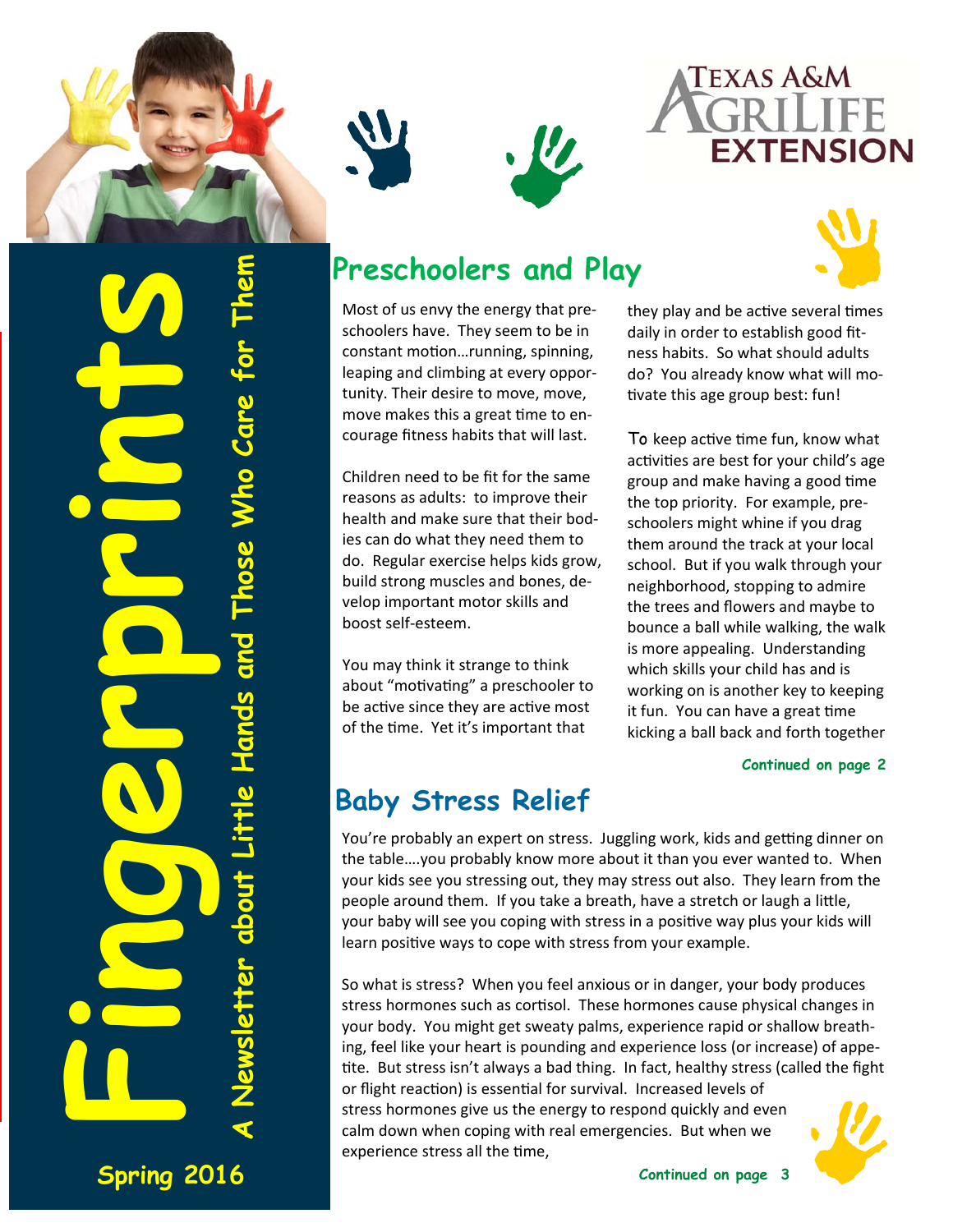# Fingerprints

A Newsletter about Little Hands and Those Who Care for Them

Spring 2016

TEXAS A&M AGRILIFE EXTENSION

## Preschoolers and Play

Most of us envy the energy that preschoolers have. They seem to be in constant motion…running, spinning, leaping and climbing at every opportunity. Their desire to move, move, move makes this a great time to encourage fitness habits that will last.

Children need to be fit for the same reasons as adults: to improve their health and make sure that their bodies can do what they need them to do. Regular exercise helps kids grow, build strong muscles and bones, develop important motor skills and boost self-esteem.

You may think it strange to think about "motivating" a preschooler to be active since they are active most of the time. Yet it's important that they play and be active several times daily in order to establish good fitness habits. So what should adults do? You already know what will motivate this age group best: fun!

To keep active time fun, know what activities are best for your child's age group and make having a good time the top priority. For example, preschoolers might whine if you drag them around the track at your local school. But if you walk through your neighborhood, stopping to admire the trees and flowers and maybe to bounce a ball while walking, the walk is more appealing. Understanding which skills your child has and is working on is another key to keeping it fun. You can have a great time kicking a ball back and forth together

**Continued on page 2**

## Baby Stress Relief

You're probably an expert on stress. Juggling work, kids and getting dinner on the table….you probably know more about it than you ever wanted to. When your kids see you stressing out, they may stress out also. They learn from the people around them. If you take a breath, have a stretch or laugh a little, your baby will see you coping with stress in a positive way plus your kids will learn positive ways to cope with stress from your example.

So what is stress? When you feel anxious or in danger, your body produces stress hormones such as cortisol. These hormones cause physical changes in your body. You might get sweaty palms, experience rapid or shallow breathing, feel like your heart is pounding and experience loss (or increase) of appetite. But stress isn't always a bad thing. In fact, healthy stress (called the fight or flight reaction) is essential for survival. Increased levels of stress hormones give us the energy to respond quickly and even calm down when coping with real emergencies. But when we experience stress all the time,

**Continued on page 3**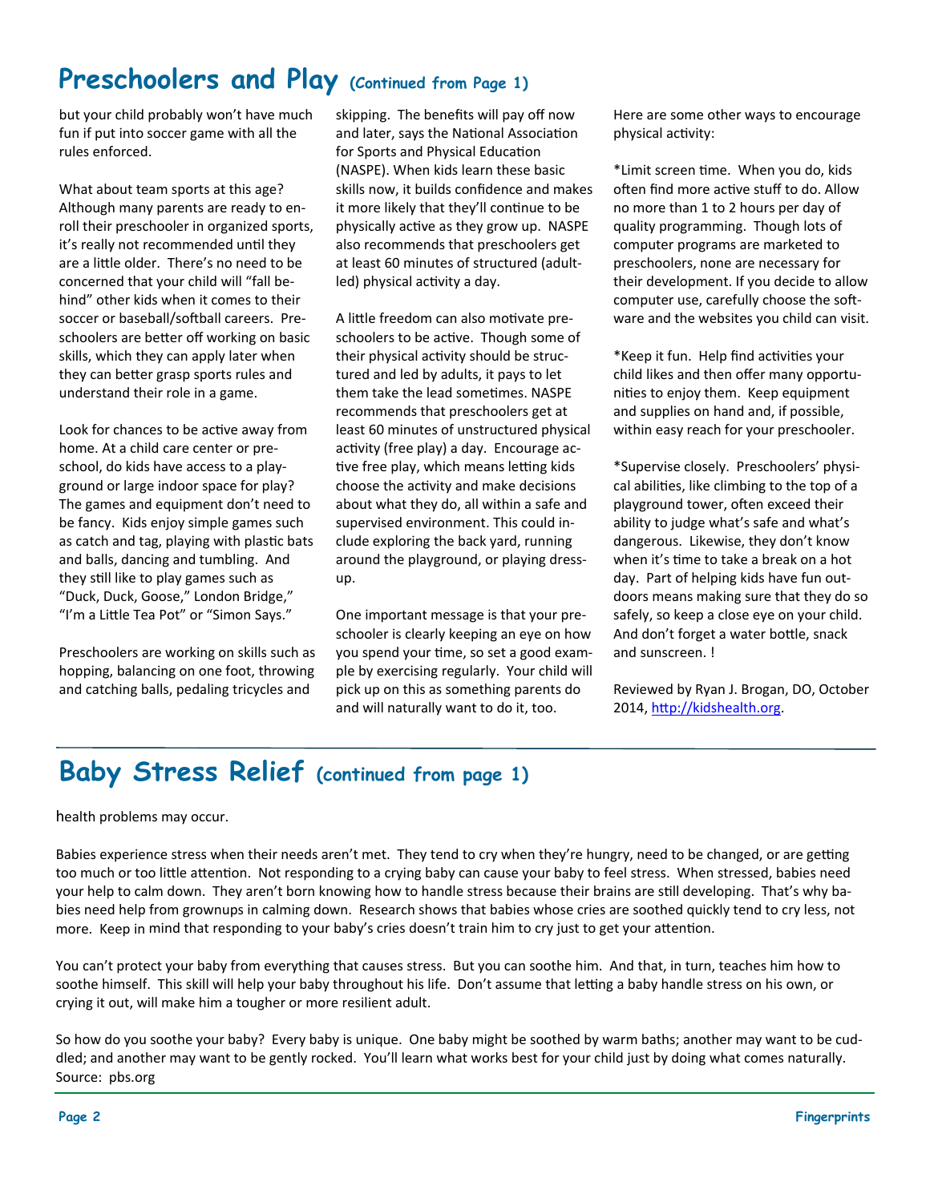## Preschoolers and Play (Continued from Page 1)

but your child probably won't have much fun if put into soccer game with all the rules enforced.

What about team sports at this age? Although many parents are ready to enroll their preschooler in organized sports, it's really not recommended until they are a little older. There's no need to be concerned that your child will "fall behind" other kids when it comes to their soccer or baseball/softball careers. Preschoolers are better off working on basic skills, which they can apply later when they can better grasp sports rules and understand their role in a game.

Look for chances to be active away from home. At a child care center or preschool, do kids have access to a playground or large indoor space for play? The games and equipment don't need to be fancy. Kids enjoy simple games such as catch and tag, playing with plastic bats and balls, dancing and tumbling. And they still like to play games such as "Duck, Duck, Goose," London Bridge," "I'm a Little Tea Pot" or "Simon Says."

Preschoolers are working on skills such as hopping, balancing on one foot, throwing and catching balls, pedaling tricycles and skipping. The benefits will pay off now and later, says the National Association for Sports and Physical Education (NASPE). When kids learn these basic skills now, it builds confidence and makes it more likely that they'll continue to be physically active as they grow up. NASPE also recommends that preschoolers get at least 60 minutes of structured (adult-led) physical activity a day.

A little freedom can also motivate preschoolers to be active. Though some of their physical activity should be structured and led by adults, it pays to let them take the lead sometimes. NASPE recommends that preschoolers get at least 60 minutes of unstructured physical activity (free play) a day. Encourage active free play, which means letting kids choose the activity and make decisions about what they do, all within a safe and supervised environment. This could include exploring the back yard, running around the playground, or playing dress-up.

One important message is that your preschooler is clearly keeping an eye on how you spend your time, so set a good example by exercising regularly. Your child will pick up on this as something parents do and will naturally want to do it, too.

Here are some other ways to encourage physical activity:

*Limit screen time. When you do, kids often find more active stuff to do. Allow no more than 1 to 2 hours per day of quality programming. Though lots of computer programs are marketed to preschoolers, none are necessary for their development. If you decide to allow computer use, carefully choose the software and the websites you child can visit.

*Keep it fun. Help find activities your child likes and then offer many opportunities to enjoy them. Keep equipment and supplies on hand and, if possible, within easy reach for your preschooler.

*Supervise closely. Preschoolers' physical abilities, like climbing to the top of a playground tower, often exceed their ability to judge what's safe and what's dangerous. Likewise, they don't know when it's time to take a break on a hot day. Part of helping kids have fun outdoors means making sure that they do so safely, so keep a close eye on your child. And don't forget a water bottle, snack and sunscreen. !

Reviewed by Ryan J. Brogan, DO, October 2014, http://kidshealth.org.

## Baby Stress Relief (continued from page 1)

health problems may occur.

Babies experience stress when their needs aren't met. They tend to cry when they're hungry, need to be changed, or are getting too much or too little attention. Not responding to a crying baby can cause your baby to feel stress. When stressed, babies need your help to calm down. They aren't born knowing how to handle stress because their brains are still developing. That's why babies need help from grownups in calming down. Research shows that babies whose cries are soothed quickly tend to cry less, not more. Keep in mind that responding to your baby's cries doesn't train him to cry just to get your attention.

You can't protect your baby from everything that causes stress. But you can soothe him. And that, in turn, teaches him how to soothe himself. This skill will help your baby throughout his life. Don't assume that letting a baby handle stress on his own, or crying it out, will make him a tougher or more resilient adult.

So how do you soothe your baby? Every baby is unique. One baby might be soothed by warm baths; another may want to be cuddled; and another may want to be gently rocked. You'll learn what works best for your child just by doing what comes naturally.
Source: pbs.org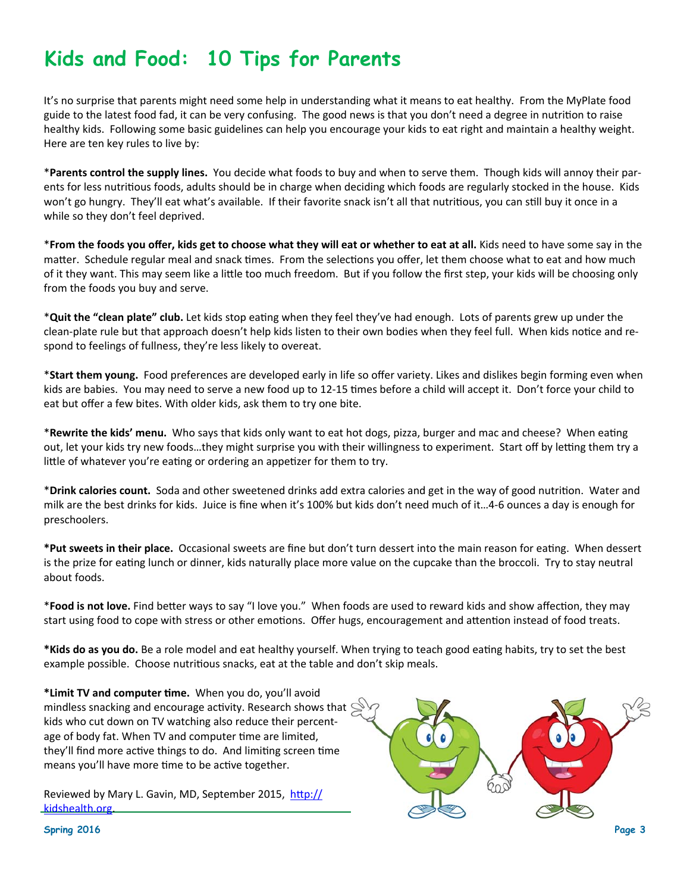# Kids and Food: 10 Tips for Parents

It's no surprise that parents might need some help in understanding what it means to eat healthy. From the MyPlate food guide to the latest food fad, it can be very confusing. The good news is that you don't need a degree in nutrition to raise healthy kids. Following some basic guidelines can help you encourage your kids to eat right and maintain a healthy weight. Here are ten key rules to live by:

*__Parents control the supply lines.__ You decide what foods to buy and when to serve them. Though kids will annoy their parents for less nutritious foods, adults should be in charge when deciding which foods are regularly stocked in the house. Kids won't go hungry. They'll eat what's available. If their favorite snack isn't all that nutritious, you can still buy it once in a while so they don't feel deprived.

*__From the foods you offer, kids get to choose what they will eat or whether to eat at all.__ Kids need to have some say in the matter. Schedule regular meal and snack times. From the selections you offer, let them choose what to eat and how much of it they want. This may seem like a little too much freedom. But if you follow the first step, your kids will be choosing only from the foods you buy and serve.

*__Quit the "clean plate" club.__ Let kids stop eating when they feel they've had enough. Lots of parents grew up under the clean-plate rule but that approach doesn't help kids listen to their own bodies when they feel full. When kids notice and respond to feelings of fullness, they're less likely to overeat.

*__Start them young.__ Food preferences are developed early in life so offer variety. Likes and dislikes begin forming even when kids are babies. You may need to serve a new food up to 12-15 times before a child will accept it. Don't force your child to eat but offer a few bites. With older kids, ask them to try one bite.

*__Rewrite the kids' menu.__ Who says that kids only want to eat hot dogs, pizza, burger and mac and cheese? When eating out, let your kids try new foods…they might surprise you with their willingness to experiment. Start off by letting them try a little of whatever you're eating or ordering an appetizer for them to try.

*__Drink calories count.__ Soda and other sweetened drinks add extra calories and get in the way of good nutrition. Water and milk are the best drinks for kids. Juice is fine when it's 100% but kids don't need much of it…4-6 ounces a day is enough for preschoolers.

**\*Put sweets in their place.** Occasional sweets are fine but don't turn dessert into the main reason for eating. When dessert is the prize for eating lunch or dinner, kids naturally place more value on the cupcake than the broccoli. Try to stay neutral about foods.

*__Food is not love.__ Find better ways to say "I love you." When foods are used to reward kids and show affection, they may start using food to cope with stress or other emotions. Offer hugs, encouragement and attention instead of food treats.

**\*Kids do as you do.** Be a role model and eat healthy yourself. When trying to teach good eating habits, try to set the best example possible. Choose nutritious snacks, eat at the table and don't skip meals.

**\*Limit TV and computer time.** When you do, you'll avoid mindless snacking and encourage activity. Research shows that kids who cut down on TV watching also reduce their percentage of body fat. When TV and computer time are limited, they'll find more active things to do. And limiting screen time means you'll have more time to be active together.

Reviewed by Mary L. Gavin, MD, September 2015, http://kidshealth.org.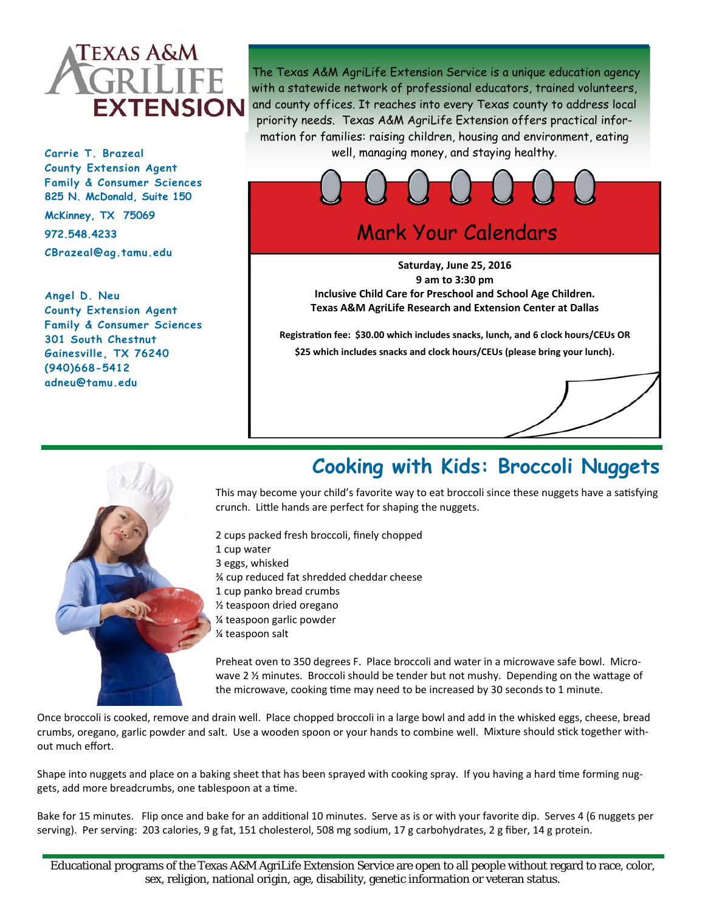**Carrie T. Brazeal**
**County Extension Agent**
**Family & Consumer Sciences**
**825 N. McDonald, Suite 150**
**McKinney, TX 75069**
**972.548.4233**
**CBrazeal@ag.tamu.edu**

**Angel D. Neu**
**County Extension Agent**
**Family & Consumer Sciences**
**301 South Chestnut**
**Gainesville, TX 76240**
**(940)668-5412**
**adneu@tamu.edu**

The Texas A&M AgriLife Extension Service is a unique education agency with a statewide network of professional educators, trained volunteers, and county offices. It reaches into every Texas county to address local priority needs. Texas A&M AgriLife Extension offers practical information for families: raising children, housing and environment, eating well, managing money, and staying healthy.

## Mark Your Calendars

**Saturday, June 25, 2016**
**9 am to 3:30 pm**
**Inclusive Child Care for Preschool and School Age Children.**
**Texas A&M AgriLife Research and Extension Center at Dallas**

**Registration fee: $30.00 which includes snacks, lunch, and 6 clock hours/CEUs OR $25 which includes snacks and clock hours/CEUs (please bring your lunch).**

## Cooking with Kids: Broccoli Nuggets

This may become your child's favorite way to eat broccoli since these nuggets have a satisfying crunch. Little hands are perfect for shaping the nuggets.

2 cups packed fresh broccoli, finely chopped
1 cup water
3 eggs, whisked
¾ cup reduced fat shredded cheddar cheese
1 cup panko bread crumbs
½ teaspoon dried oregano
¼ teaspoon garlic powder
¼ teaspoon salt

Preheat oven to 350 degrees F. Place broccoli and water in a microwave safe bowl. Microwave 2 ½ minutes. Broccoli should be tender but not mushy. Depending on the wattage of the microwave, cooking time may need to be increased by 30 seconds to 1 minute.

Once broccoli is cooked, remove and drain well. Place chopped broccoli in a large bowl and add in the whisked eggs, cheese, bread crumbs, oregano, garlic powder and salt. Use a wooden spoon or your hands to combine well. Mixture should stick together without much effort.

Shape into nuggets and place on a baking sheet that has been sprayed with cooking spray. If you having a hard time forming nuggets, add more breadcrumbs, one tablespoon at a time.

Bake for 15 minutes. Flip once and bake for an additional 10 minutes. Serve as is or with your favorite dip. Serves 4 (6 nuggets per serving). Per serving: 203 calories, 9 g fat, 151 cholesterol, 508 mg sodium, 17 g carbohydrates, 2 g fiber, 14 g protein.

Educational programs of the Texas A&M AgriLife Extension Service are open to all people without regard to race, color, sex, religion, national origin, age, disability, genetic information or veteran status.